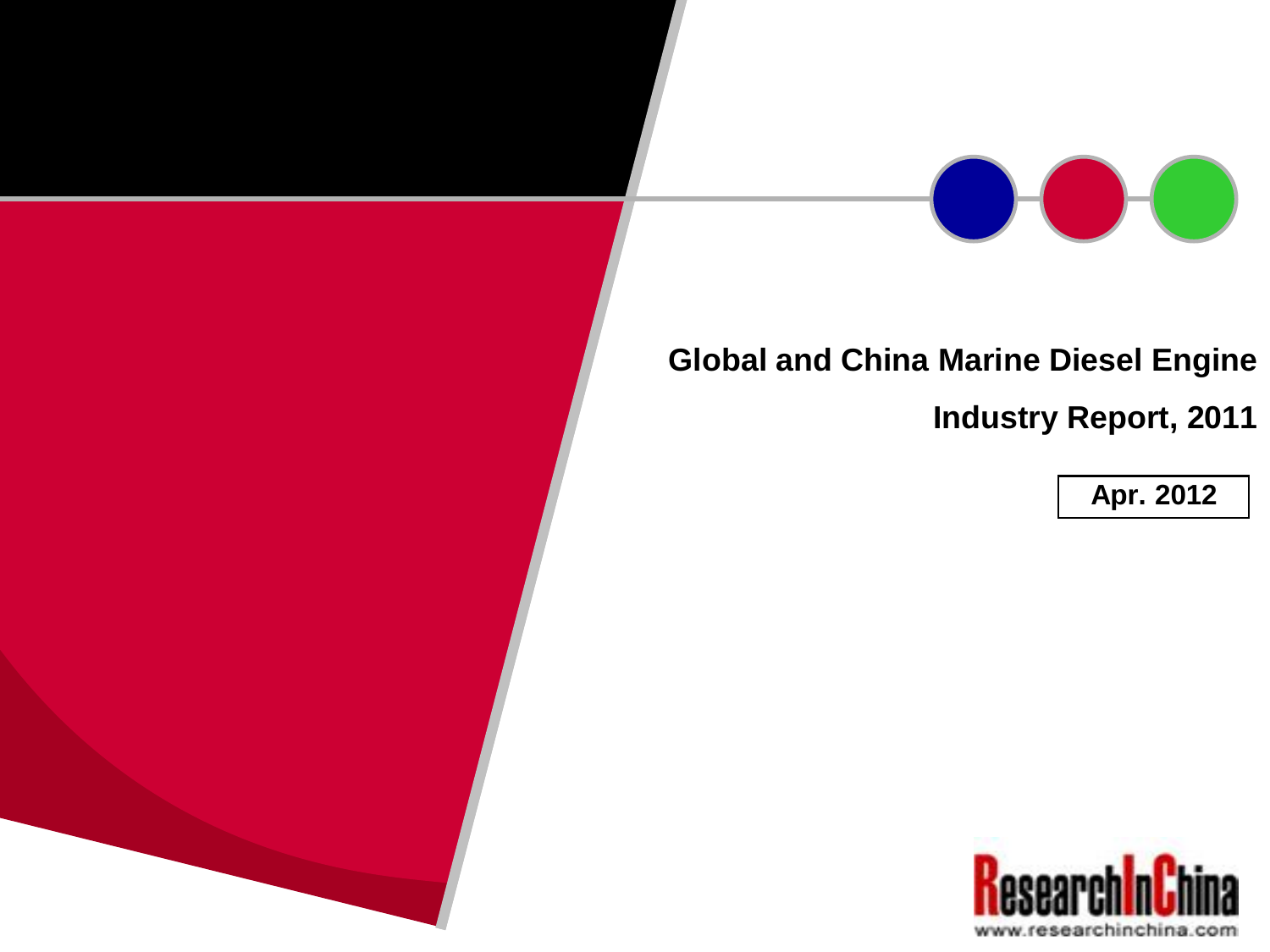# Global and China Marine Diesel Engine Industry Report, 2011

Apr. 2012

ResearchInChina

www.researchinchina.com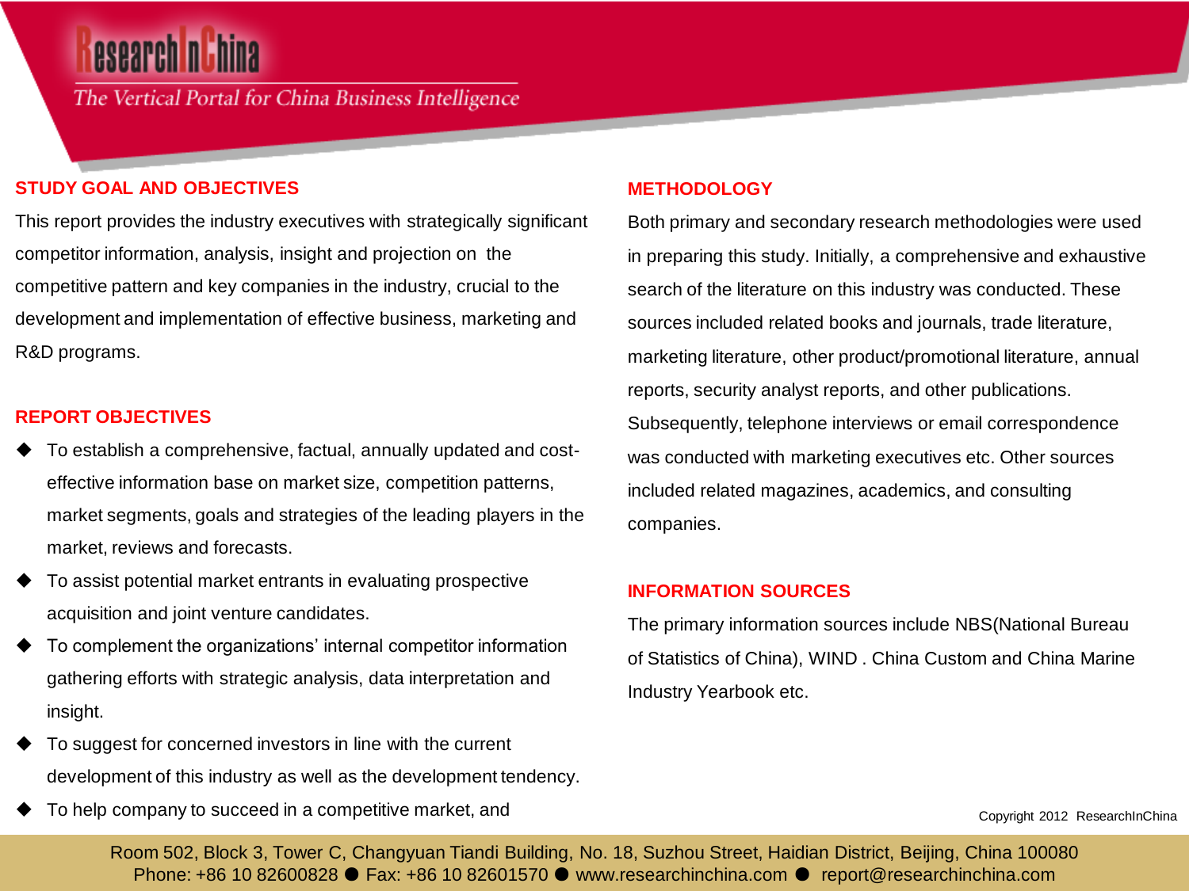## STUDY GOAL AND OBJECTIVES

This report provides the industry executives with strategically significant competitor information, analysis, insight and projection on the competitive pattern and key companies in the industry, crucial to the development and implementation of effective business, marketing and R&D programs.

## REPORT OBJECTIVES

- To establish a comprehensive, factual, annually updated and cost-effective information base on market size, competition patterns, market segments, goals and strategies of the leading players in the market, reviews and forecasts.
- To assist potential market entrants in evaluating prospective acquisition and joint venture candidates.
- To complement the organizations' internal competitor information gathering efforts with strategic analysis, data interpretation and insight.
- To suggest for concerned investors in line with the current development of this industry as well as the development tendency.
- To help company to succeed in a competitive market, and

## METHODOLOGY

Both primary and secondary research methodologies were used in preparing this study. Initially, a comprehensive and exhaustive search of the literature on this industry was conducted. These sources included related books and journals, trade literature, marketing literature, other product/promotional literature, annual reports, security analyst reports, and other publications. Subsequently, telephone interviews or email correspondence was conducted with marketing executives etc. Other sources included related magazines, academics, and consulting companies.

## INFORMATION SOURCES

The primary information sources include NBS(National Bureau of Statistics of China), WIND . China Custom and China Marine Industry Yearbook etc.

Copyright 2012 ResearchInChina

Room 502, Block 3, Tower C, Changyuan Tiandi Building, No. 18, Suzhou Street, Haidian District, Beijing, China 100080
Phone: +86 10 82600828 ● Fax: +86 10 82601570 ● www.researchinchina.com ● report@researchinchina.com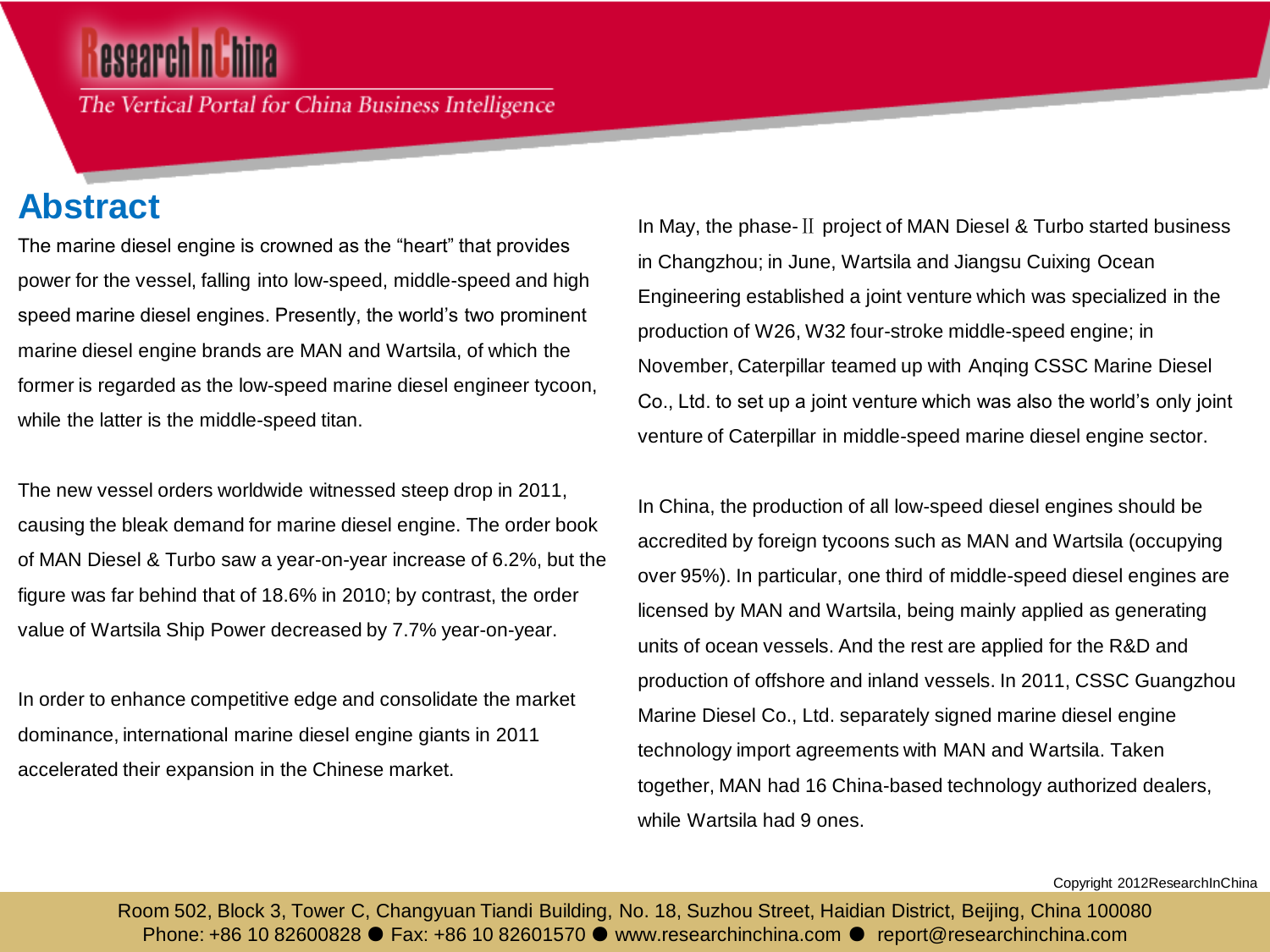# Abstract

The marine diesel engine is crowned as the "heart" that provides power for the vessel, falling into low-speed, middle-speed and high speed marine diesel engines. Presently, the world's two prominent marine diesel engine brands are MAN and Wartsila, of which the former is regarded as the low-speed marine diesel engineer tycoon, while the latter is the middle-speed titan.

The new vessel orders worldwide witnessed steep drop in 2011, causing the bleak demand for marine diesel engine. The order book of MAN Diesel & Turbo saw a year-on-year increase of 6.2%, but the figure was far behind that of 18.6% in 2010; by contrast, the order value of Wartsila Ship Power decreased by 7.7% year-on-year.

In order to enhance competitive edge and consolidate the market dominance, international marine diesel engine giants in 2011 accelerated their expansion in the Chinese market.

In May, the phase-Ⅱ project of MAN Diesel & Turbo started business in Changzhou; in June, Wartsila and Jiangsu Cuixing Ocean Engineering established a joint venture which was specialized in the production of W26, W32 four-stroke middle-speed engine; in November, Caterpillar teamed up with Anqing CSSC Marine Diesel Co., Ltd. to set up a joint venture which was also the world's only joint venture of Caterpillar in middle-speed marine diesel engine sector.

In China, the production of all low-speed diesel engines should be accredited by foreign tycoons such as MAN and Wartsila (occupying over 95%). In particular, one third of middle-speed diesel engines are licensed by MAN and Wartsila, being mainly applied as generating units of ocean vessels. And the rest are applied for the R&D and production of offshore and inland vessels. In 2011, CSSC Guangzhou Marine Diesel Co., Ltd. separately signed marine diesel engine technology import agreements with MAN and Wartsila. Taken together, MAN had 16 China-based technology authorized dealers, while Wartsila had 9 ones.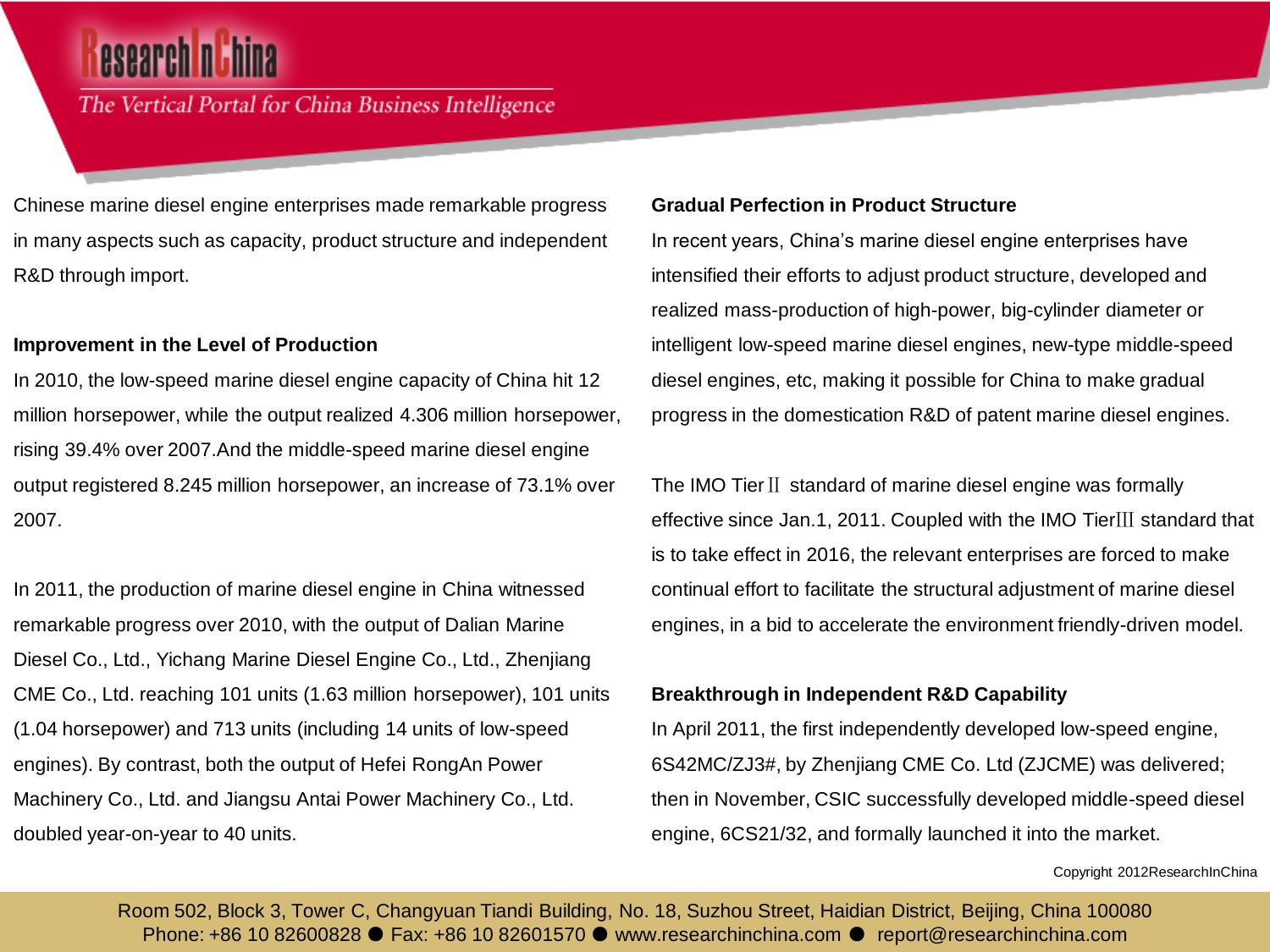Chinese marine diesel engine enterprises made remarkable progress in many aspects such as capacity, product structure and independent R&D through import.

**Improvement in the Level of Production**

In 2010, the low-speed marine diesel engine capacity of China hit 12 million horsepower, while the output realized 4.306 million horsepower, rising 39.4% over 2007.And the middle-speed marine diesel engine output registered 8.245 million horsepower, an increase of 73.1% over 2007.

In 2011, the production of marine diesel engine in China witnessed remarkable progress over 2010, with the output of Dalian Marine Diesel Co., Ltd., Yichang Marine Diesel Engine Co., Ltd., Zhenjiang CME Co., Ltd. reaching 101 units (1.63 million horsepower), 101 units (1.04 horsepower) and 713 units (including 14 units of low-speed engines). By contrast, both the output of Hefei RongAn Power Machinery Co., Ltd. and Jiangsu Antai Power Machinery Co., Ltd. doubled year-on-year to 40 units.

**Gradual Perfection in Product Structure**

In recent years, China's marine diesel engine enterprises have intensified their efforts to adjust product structure, developed and realized mass-production of high-power, big-cylinder diameter or intelligent low-speed marine diesel engines, new-type middle-speed diesel engines, etc, making it possible for China to make gradual progress in the domestication R&D of patent marine diesel engines.

The IMO TierⅡ standard of marine diesel engine was formally effective since Jan.1, 2011. Coupled with the IMO TierⅢ standard that is to take effect in 2016, the relevant enterprises are forced to make continual effort to facilitate the structural adjustment of marine diesel engines, in a bid to accelerate the environment friendly-driven model.

**Breakthrough in Independent R&D Capability**

In April 2011, the first independently developed low-speed engine, 6S42MC/ZJ3#, by Zhenjiang CME Co. Ltd (ZJCME) was delivered; then in November, CSIC successfully developed middle-speed diesel engine, 6CS21/32, and formally launched it into the market.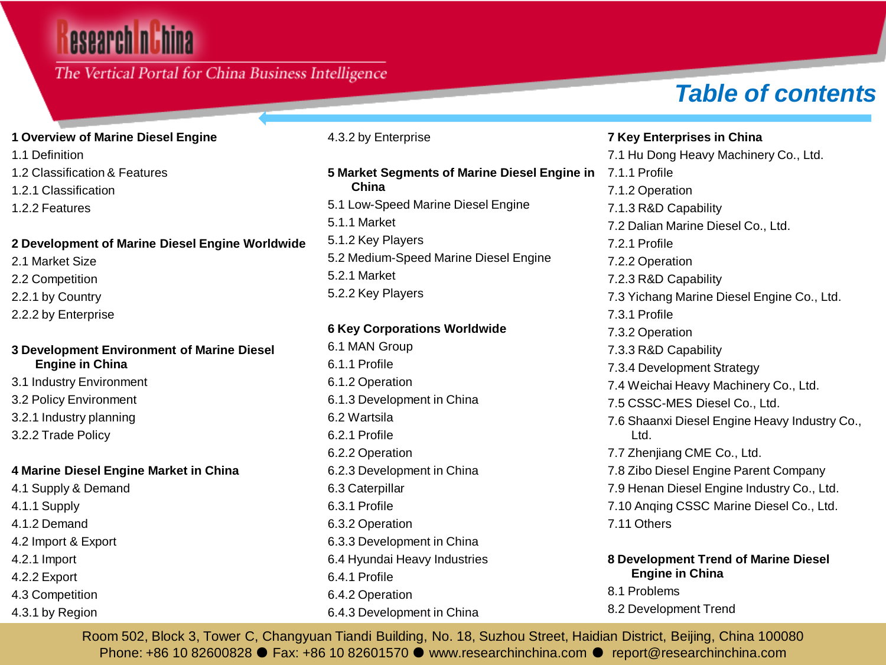# Table of contents

**1 Overview of Marine Diesel Engine**
1.1 Definition
1.2 Classification & Features
1.2.1 Classification
1.2.2 Features

**2 Development of Marine Diesel Engine Worldwide**
2.1 Market Size
2.2 Competition
2.2.1 by Country
2.2.2 by Enterprise

**3 Development Environment of Marine Diesel Engine in China**
3.1 Industry Environment
3.2 Policy Environment
3.2.1 Industry planning
3.2.2 Trade Policy

**4 Marine Diesel Engine Market in China**
4.1 Supply & Demand
4.1.1 Supply
4.1.2 Demand
4.2 Import & Export
4.2.1 Import
4.2.2 Export
4.3 Competition
4.3.1 by Region
4.3.2 by Enterprise

**5 Market Segments of Marine Diesel Engine in China**
5.1 Low-Speed Marine Diesel Engine
5.1.1 Market
5.1.2 Key Players
5.2 Medium-Speed Marine Diesel Engine
5.2.1 Market
5.2.2 Key Players

**6 Key Corporations Worldwide**
6.1 MAN Group
6.1.1 Profile
6.1.2 Operation
6.1.3 Development in China
6.2 Wartsila
6.2.1 Profile
6.2.2 Operation
6.2.3 Development in China
6.3 Caterpillar
6.3.1 Profile
6.3.2 Operation
6.3.3 Development in China
6.4 Hyundai Heavy Industries
6.4.1 Profile
6.4.2 Operation
6.4.3 Development in China

**7 Key Enterprises in China**
7.1 Hu Dong Heavy Machinery Co., Ltd.
7.1.1 Profile
7.1.2 Operation
7.1.3 R&D Capability
7.2 Dalian Marine Diesel Co., Ltd.
7.2.1 Profile
7.2.2 Operation
7.2.3 R&D Capability
7.3 Yichang Marine Diesel Engine Co., Ltd.
7.3.1 Profile
7.3.2 Operation
7.3.3 R&D Capability
7.3.4 Development Strategy
7.4 Weichai Heavy Machinery Co., Ltd.
7.5 CSSC-MES Diesel Co., Ltd.
7.6 Shaanxi Diesel Engine Heavy Industry Co., Ltd.
7.7 Zhenjiang CME Co., Ltd.
7.8 Zibo Diesel Engine Parent Company
7.9 Henan Diesel Engine Industry Co., Ltd.
7.10 Anqing CSSC Marine Diesel Co., Ltd.
7.11 Others

**8 Development Trend of Marine Diesel Engine in China**
8.1 Problems
8.2 Development Trend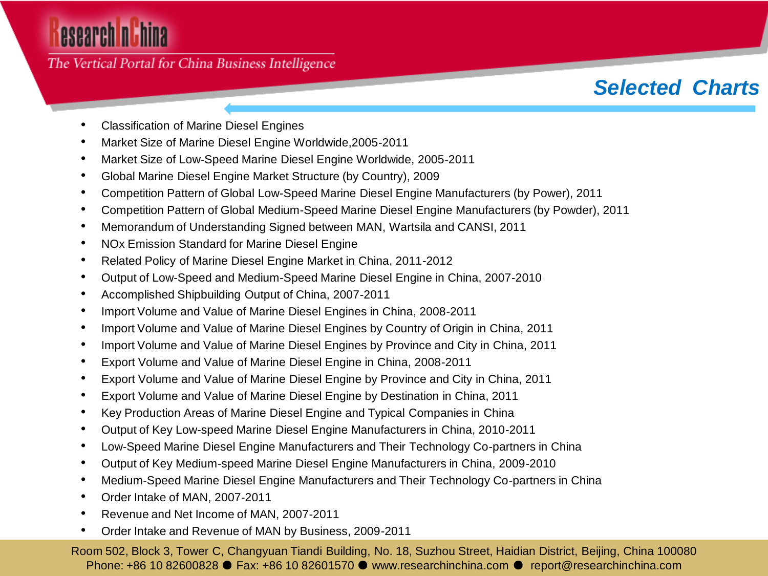## Selected Charts

- Classification of Marine Diesel Engines
- Market Size of Marine Diesel Engine Worldwide,2005-2011
- Market Size of Low-Speed Marine Diesel Engine Worldwide, 2005-2011
- Global Marine Diesel Engine Market Structure (by Country), 2009
- Competition Pattern of Global Low-Speed Marine Diesel Engine Manufacturers (by Power), 2011
- Competition Pattern of Global Medium-Speed Marine Diesel Engine Manufacturers (by Powder), 2011
- Memorandum of Understanding Signed between MAN, Wartsila and CANSI, 2011
- NOx Emission Standard for Marine Diesel Engine
- Related Policy of Marine Diesel Engine Market in China, 2011-2012
- Output of Low-Speed and Medium-Speed Marine Diesel Engine in China, 2007-2010
- Accomplished Shipbuilding Output of China, 2007-2011
- Import Volume and Value of Marine Diesel Engines in China, 2008-2011
- Import Volume and Value of Marine Diesel Engines by Country of Origin in China, 2011
- Import Volume and Value of Marine Diesel Engines by Province and City in China, 2011
- Export Volume and Value of Marine Diesel Engine in China, 2008-2011
- Export Volume and Value of Marine Diesel Engine by Province and City in China, 2011
- Export Volume and Value of Marine Diesel Engine by Destination in China, 2011
- Key Production Areas of Marine Diesel Engine and Typical Companies in China
- Output of Key Low-speed Marine Diesel Engine Manufacturers in China, 2010-2011
- Low-Speed Marine Diesel Engine Manufacturers and Their Technology Co-partners in China
- Output of Key Medium-speed Marine Diesel Engine Manufacturers in China, 2009-2010
- Medium-Speed Marine Diesel Engine Manufacturers and Their Technology Co-partners in China
- Order Intake of MAN, 2007-2011
- Revenue and Net Income of MAN, 2007-2011
- Order Intake and Revenue of MAN by Business, 2009-2011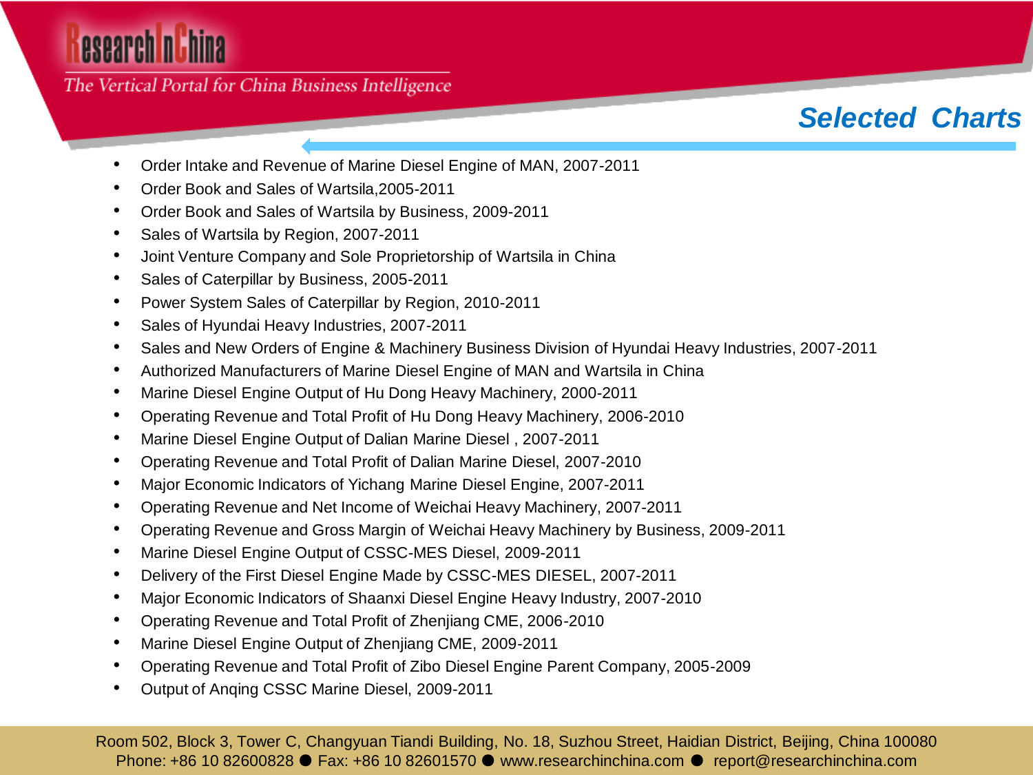## Selected Charts

- Order Intake and Revenue of Marine Diesel Engine of MAN, 2007-2011
- Order Book and Sales of Wartsila,2005-2011
- Order Book and Sales of Wartsila by Business, 2009-2011
- Sales of Wartsila by Region, 2007-2011
- Joint Venture Company and Sole Proprietorship of Wartsila in China
- Sales of Caterpillar by Business, 2005-2011
- Power System Sales of Caterpillar by Region, 2010-2011
- Sales of Hyundai Heavy Industries, 2007-2011
- Sales and New Orders of Engine & Machinery Business Division of Hyundai Heavy Industries, 2007-2011
- Authorized Manufacturers of Marine Diesel Engine of MAN and Wartsila in China
- Marine Diesel Engine Output of Hu Dong Heavy Machinery, 2000-2011
- Operating Revenue and Total Profit of Hu Dong Heavy Machinery, 2006-2010
- Marine Diesel Engine Output of Dalian Marine Diesel , 2007-2011
- Operating Revenue and Total Profit of Dalian Marine Diesel, 2007-2010
- Major Economic Indicators of Yichang Marine Diesel Engine, 2007-2011
- Operating Revenue and Net Income of Weichai Heavy Machinery, 2007-2011
- Operating Revenue and Gross Margin of Weichai Heavy Machinery by Business, 2009-2011
- Marine Diesel Engine Output of CSSC-MES Diesel, 2009-2011
- Delivery of the First Diesel Engine Made by CSSC-MES DIESEL, 2007-2011
- Major Economic Indicators of Shaanxi Diesel Engine Heavy Industry, 2007-2010
- Operating Revenue and Total Profit of Zhenjiang CME, 2006-2010
- Marine Diesel Engine Output of Zhenjiang CME, 2009-2011
- Operating Revenue and Total Profit of Zibo Diesel Engine Parent Company, 2005-2009
- Output of Anqing CSSC Marine Diesel, 2009-2011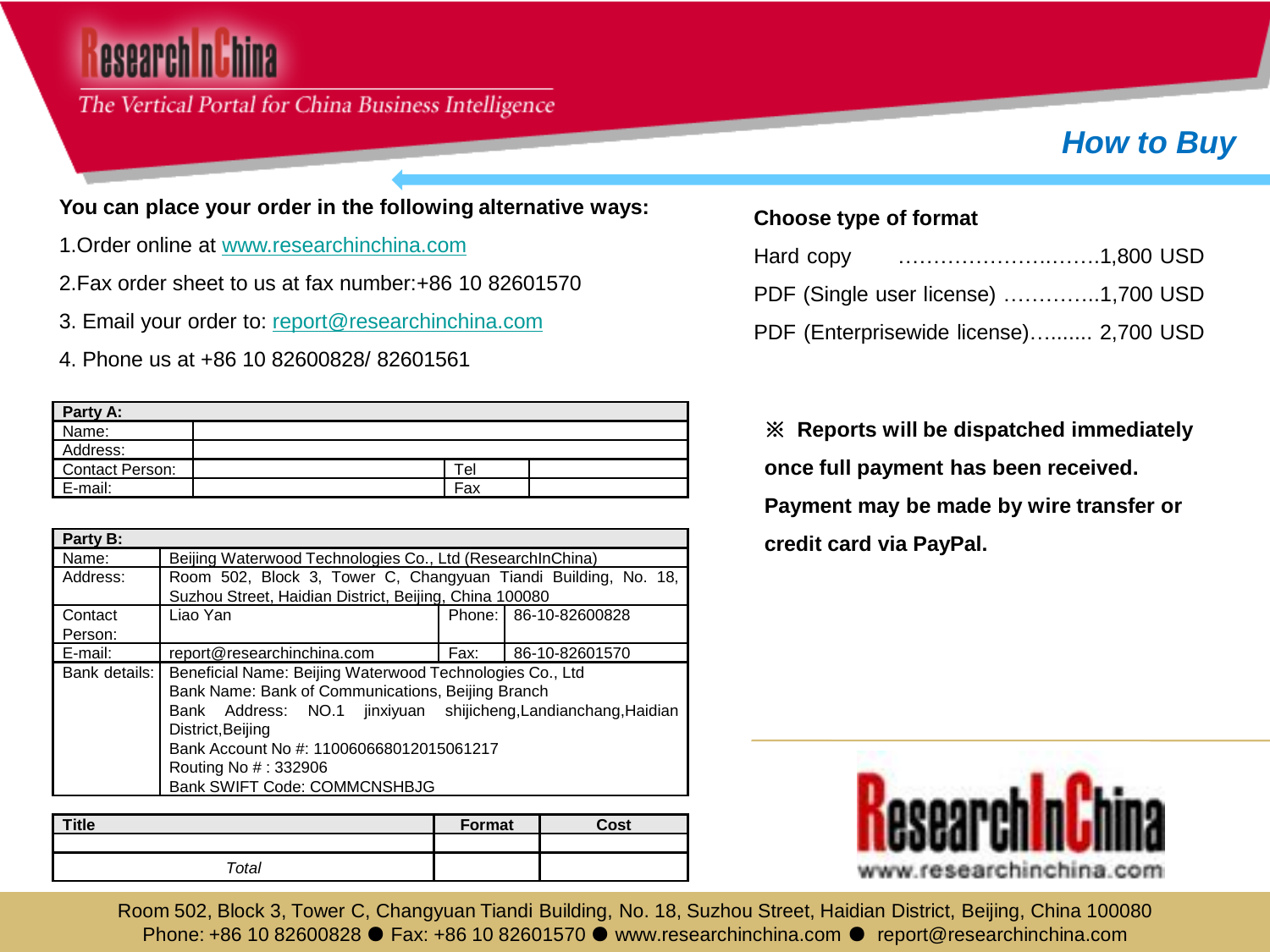# How to Buy

**You can place your order in the following alternative ways:**

1.Order online at www.researchinchina.com

2.Fax order sheet to us at fax number:+86 10 82601570

3. Email your order to: report@researchinchina.com

4. Phone us at +86 10 82600828/ 82601561

**Choose type of format**

Hard copy ……………………..…….1,800 USD

PDF (Single user license) …………..1,700 USD

PDF (Enterprisewide license)…....... 2,700 USD

| **Party A:** | | | |
|---|---|---|---|
| Name: | | | |
| Address: | | | |
| Contact Person: | | Tel | |
| E-mail: | | Fax | |

| **Party B:** | | | |
|---|---|---|---|
| Name: | Beijing Waterwood Technologies Co., Ltd (ResearchInChina) | | |
| Address: | Room 502, Block 3, Tower C, Changyuan Tiandi Building, No. 18, Suzhou Street, Haidian District, Beijing, China 100080 | | |
| Contact Person: | Liao Yan | Phone: | 86-10-82600828 |
| E-mail: | report@researchinchina.com | Fax: | 86-10-82601570 |
| Bank details: | Beneficial Name: Beijing Waterwood Technologies Co., Ltd<br>Bank Name: Bank of Communications, Beijing Branch<br>Bank Address: NO.1 jinxiyuan shijicheng,Landianchang,Haidian District,Beijing<br>Bank Account No #: 110060668012015061217<br>Routing No # : 332906<br>Bank SWIFT Code: COMMCNSHBJG | | |

| Title | Format | Cost |
|---|---|---|
| | | |
| *Total* | | |

**※ Reports will be dispatched immediately once full payment has been received. Payment may be made by wire transfer or credit card via PayPal.**

Room 502, Block 3, Tower C, Changyuan Tiandi Building, No. 18, Suzhou Street, Haidian District, Beijing, China 100080
Phone: +86 10 82600828 ● Fax: +86 10 82601570 ● www.researchinchina.com ● report@researchinchina.com